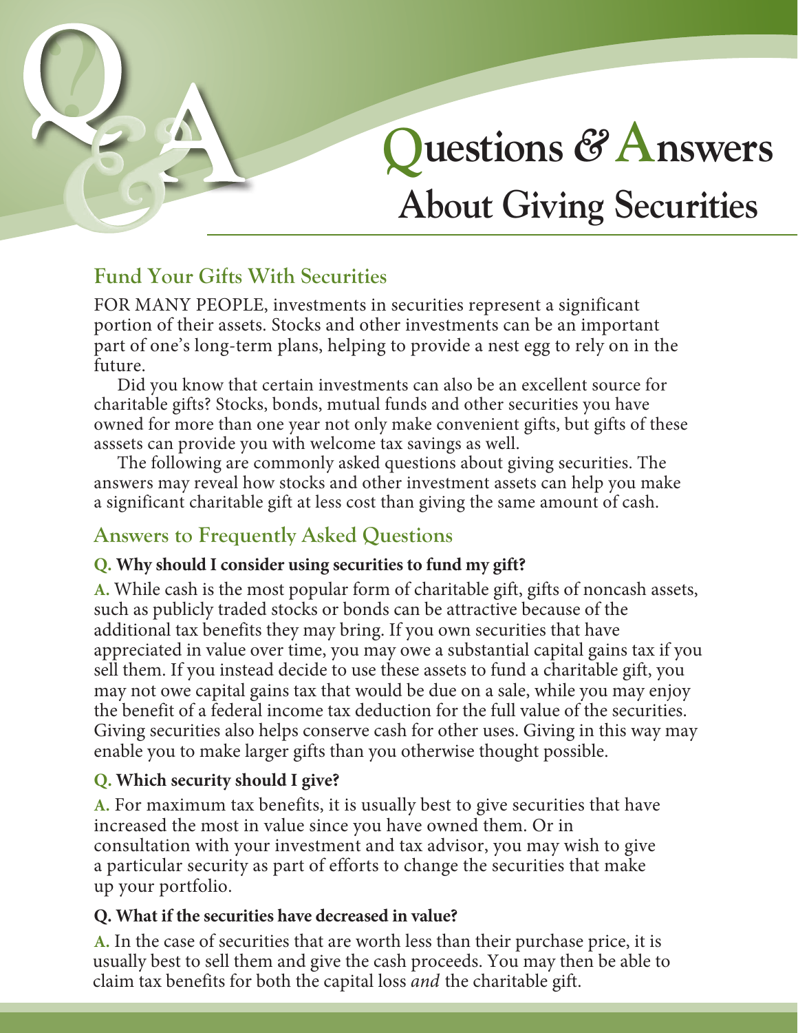# Questions & Answers About Giving Securities

## Fund Your Gifts With Securities

FOR MANY PEOPLE, investments in securities represent a significant portion of their assets. Stocks and other investments can be an important part of one's long-term plans, helping to provide a nest egg to rely on in the future.

Did you know that certain investments can also be an excellent source for charitable gifts? Stocks, bonds, mutual funds and other securities you have owned for more than one year not only make convenient gifts, but gifts of these asssets can provide you with welcome tax savings as well.

The following are commonly asked questions about giving securities. The answers may reveal how stocks and other investment assets can help you make a significant charitable gift at less cost than giving the same amount of cash.

## Answers to Frequently Asked Questions

**Q. Why should I consider using securities to fund my gift?**

**A.** While cash is the most popular form of charitable gift, gifts of noncash assets, such as publicly traded stocks or bonds can be attractive because of the additional tax benefits they may bring. If you own securities that have appreciated in value over time, you may owe a substantial capital gains tax if you sell them. If you instead decide to use these assets to fund a charitable gift, you may not owe capital gains tax that would be due on a sale, while you may enjoy the benefit of a federal income tax deduction for the full value of the securities. Giving securities also helps conserve cash for other uses. Giving in this way may enable you to make larger gifts than you otherwise thought possible.

**Q. Which security should I give?**

**A.** For maximum tax benefits, it is usually best to give securities that have increased the most in value since you have owned them. Or in consultation with your investment and tax advisor, you may wish to give a particular security as part of efforts to change the securities that make up your portfolio.

**Q. What if the securities have decreased in value?**

**A.** In the case of securities that are worth less than their purchase price, it is usually best to sell them and give the cash proceeds. You may then be able to claim tax benefits for both the capital loss *and* the charitable gift.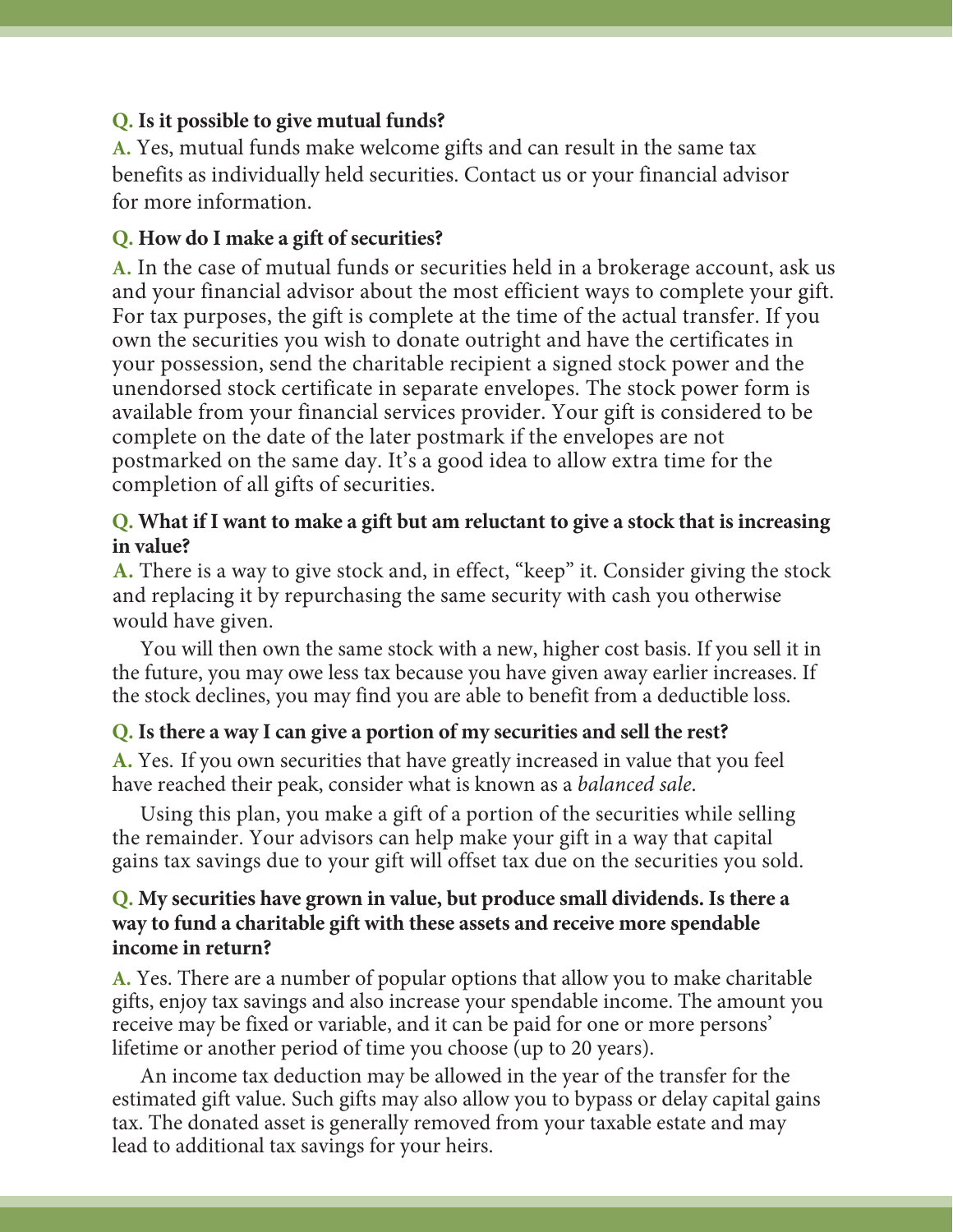**Q. Is it possible to give mutual funds?**

**A.** Yes, mutual funds make welcome gifts and can result in the same tax benefits as individually held securities. Contact us or your financial advisor for more information.

**Q. How do I make a gift of securities?**

**A.** In the case of mutual funds or securities held in a brokerage account, ask us and your financial advisor about the most efficient ways to complete your gift. For tax purposes, the gift is complete at the time of the actual transfer. If you own the securities you wish to donate outright and have the certificates in your possession, send the charitable recipient a signed stock power and the unendorsed stock certificate in separate envelopes. The stock power form is available from your financial services provider. Your gift is considered to be complete on the date of the later postmark if the envelopes are not postmarked on the same day. It's a good idea to allow extra time for the completion of all gifts of securities.

**Q. What if I want to make a gift but am reluctant to give a stock that is increasing in value?**

**A.** There is a way to give stock and, in effect, "keep" it. Consider giving the stock and replacing it by repurchasing the same security with cash you otherwise would have given.

You will then own the same stock with a new, higher cost basis. If you sell it in the future, you may owe less tax because you have given away earlier increases. If the stock declines, you may find you are able to benefit from a deductible loss.

**Q. Is there a way I can give a portion of my securities and sell the rest?**

**A.** Yes. If you own securities that have greatly increased in value that you feel have reached their peak, consider what is known as a *balanced sale*.

Using this plan, you make a gift of a portion of the securities while selling the remainder. Your advisors can help make your gift in a way that capital gains tax savings due to your gift will offset tax due on the securities you sold.

**Q. My securities have grown in value, but produce small dividends. Is there a way to fund a charitable gift with these assets and receive more spendable income in return?**

**A.** Yes. There are a number of popular options that allow you to make charitable gifts, enjoy tax savings and also increase your spendable income. The amount you receive may be fixed or variable, and it can be paid for one or more persons' lifetime or another period of time you choose (up to 20 years).

An income tax deduction may be allowed in the year of the transfer for the estimated gift value. Such gifts may also allow you to bypass or delay capital gains tax. The donated asset is generally removed from your taxable estate and may lead to additional tax savings for your heirs.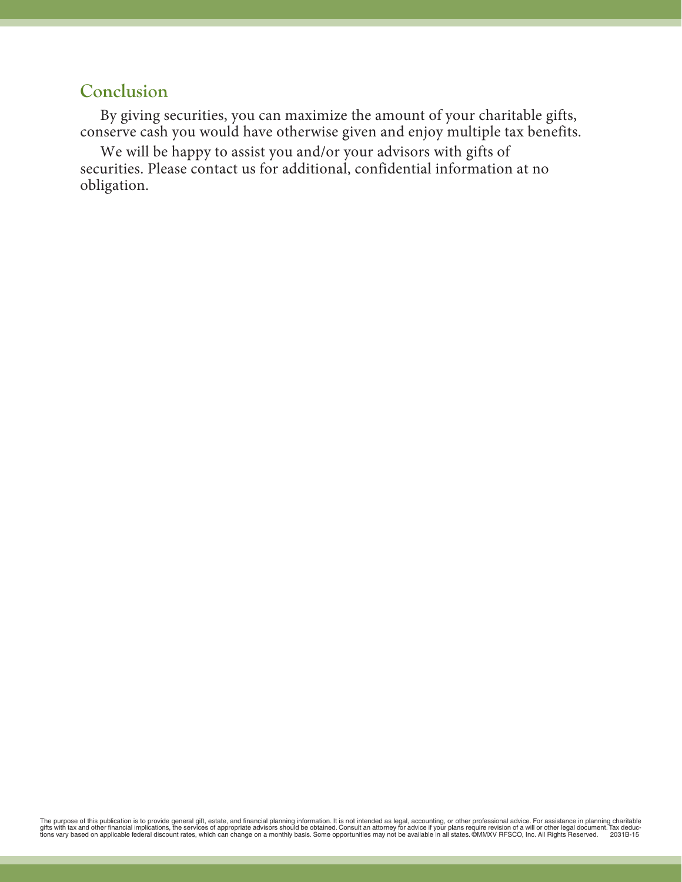## Conclusion

By giving securities, you can maximize the amount of your charitable gifts, conserve cash you would have otherwise given and enjoy multiple tax benefits.

We will be happy to assist you and/or your advisors with gifts of securities. Please contact us for additional, confidential information at no obligation.

The purpose of this publication is to provide general gift, estate, and financial planning information. It is not intended as legal, accounting, or other professional advice. For assistance in planning charitable gifts with tax and other financial implications, the services of appropriate advisors should be obtained. Consult an attorney for advice if your plans require revision of a will or other legal document. Tax deductions vary based on applicable federal discount rates, which can change on a monthly basis. Some opportunities may not be available in all states. ©MMXV RFSCO, Inc. All Rights Reserved. 2031B-15